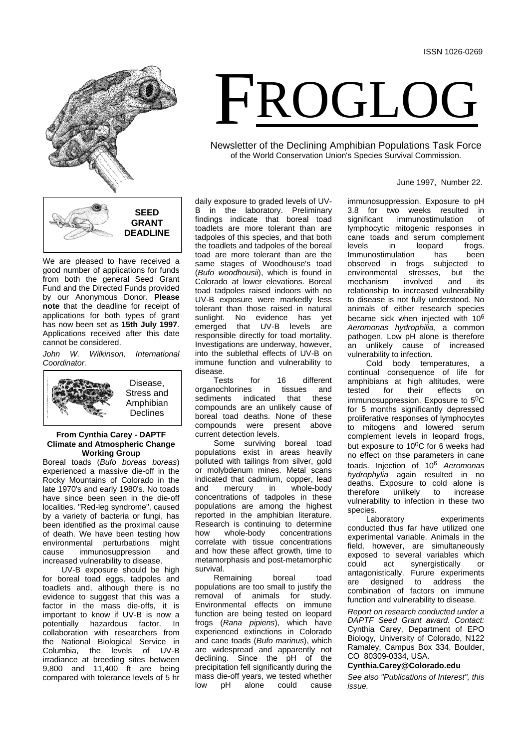ISSN 1026-0269

# FROGLOG

Newsletter of the Declining Amphibian Populations Task Force
of the World Conservation Union's Species Survival Commission.

June 1997, Number 22.

## SEED GRANT DEADLINE

We are pleased to have received a good number of applications for funds from both the general Seed Grant Fund and the Directed Funds provided by our Anonymous Donor. **Please note** that the deadline for receipt of applications for both types of grant has now been set as **15th July 1997**. Applications received after this date cannot be considered.

*John W. Wilkinson, International Coordinator.*

## Disease, Stress and Amphibian Declines

**From Cynthia Carey - DAPTF Climate and Atmospheric Change Working Group**

Boreal toads (*Bufo boreas boreas*) experienced a massive die-off in the Rocky Mountains of Colorado in the late 1970's and early 1980's. No toads have since been seen in the die-off localities. "Red-leg syndrome", caused by a variety of bacteria or fungi, has been identified as the proximal cause of death. We have been testing how environmental perturbations might cause immunosuppression and increased vulnerability to disease.

UV-B exposure should be high for boreal toad eggs, tadpoles and toadlets and, although there is no evidence to suggest that this was a factor in the mass die-offs, it is important to know if UV-B is now a potentially hazardous factor. In collaboration with researchers from the National Biological Service in Columbia, the levels of UV-B irradiance at breeding sites between 9,800 and 11,400 ft are being compared with tolerance levels of 5 hr daily exposure to graded levels of UV-B in the laboratory. Preliminary findings indicate that boreal toad toadlets are more tolerant than are tadpoles of this species, and that both the toadlets and tadpoles of the boreal toad are more tolerant than are the same stages of Woodhouse's toad (*Bufo woodhousii*), which is found in Colorado at lower elevations. Boreal toad tadpoles raised indoors with no UV-B exposure were markedly less tolerant than those raised in natural sunlight. No evidence has yet emerged that UV-B levels are responsible directly for toad mortality. Investigations are underway, however, into the sublethal effects of UV-B on immune function and vulnerability to disease.

Tests for 16 different organochlorines in tissues and sediments indicated that these compounds are an unlikely cause of boreal toad deaths. None of these compounds were present above current detection levels.

Some surviving boreal toad populations exist in areas heavily polluted with tailings from silver, gold or molybdenum mines. Metal scans indicated that cadmium, copper, lead and mercury in whole-body concentrations of tadpoles in these populations are among the highest reported in the amphibian literature. Research is continuing to determine how whole-body concentrations correlate with tissue concentrations and how these affect growth, time to metamorphosis and post-metamorphic survival.

Remaining boreal toad populations are too small to justify the removal of animals for study. Environmental effects on immune function are being tested on leopard frogs (*Rana pipiens*), which have experienced extinctions in Colorado and cane toads (*Bufo marinus*), which are widespread and apparently not declining. Since the pH of the precipitation fell significantly during the mass die-off years, we tested whether low pH alone could cause immunosuppression. Exposure to pH 3.8 for two weeks resulted in significant immunostimulation of lymphocytic mitogenic responses in cane toads and serum complement levels in leopard frogs. Immunostimulation has been observed in frogs subjected to environmental stresses, but the mechanism involved and its relationship to increased vulnerability to disease is not fully understood. No animals of either research species became sick when injected with $10^6$ *Aeromonas hydrophilia*, a common pathogen. Low pH alone is therefore an unlikely cause of increased vulnerability to infection.

Cold body temperatures, a continual consequence of life for amphibians at high altitudes, were tested for their effects on immunosuppression. Exposure to $5^0$C for 5 months significantly depressed proliferative responses of lymphocytes to mitogens and lowered serum complement levels in leopard frogs, but exposure to $10^0$C for 6 weeks had no effect on thse parameters in cane toads. Injection of $10^6$ *Aeromonas hydrophylia* again resulted in no deaths. Exposure to cold alone is therefore unlikely to increase vulnerability to infection in these two species.

Laboratory experiments conducted thus far have utilized one experimental variable. Animals in the field, however, are simultaneously exposed to several variables which could act synergistically or antagonistically. Furure experiments are designed to address the combination of factors on immune function and vulnerability to disease.

*Report on research conducted under a DAPTF Seed Grant award. Contact:* Cynthia Carey, Department of EPO Biology, University of Colorado, N122 Ramaley, Campus Box 334, Boulder, CO 80309-0334, USA.

**Cynthia.Carey@Colorado.edu**

*See also "Publications of Interest", this issue.*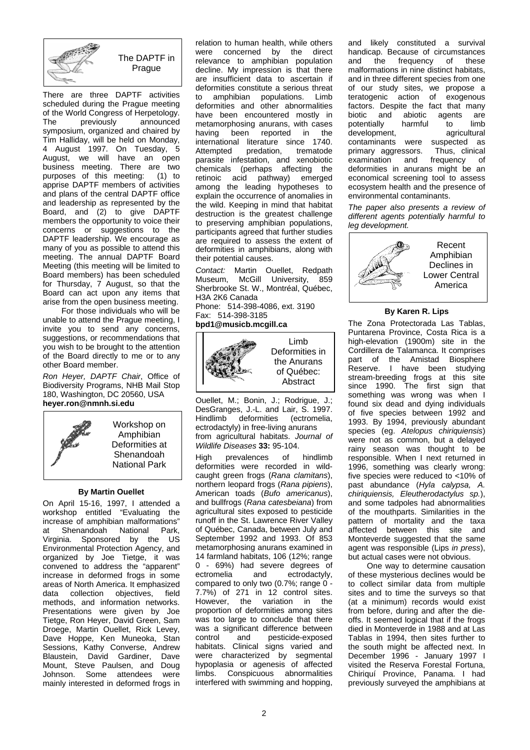## The DAPTF in Prague

There are three DAPTF activities scheduled during the Prague meeting of the World Congress of Herpetology. The previously announced symposium, organized and chaired by Tim Halliday, will be held on Monday, 4 August 1997. On Tuesday, 5 August, we will have an open business meeting. There are two purposes of this meeting: (1) to apprise DAPTF members of activities and plans of the central DAPTF office and leadership as represented by the Board, and (2) to give DAPTF members the opportunity to voice their concerns or suggestions to the DAPTF leadership. We encourage as many of you as possible to attend this meeting. The annual DAPTF Board Meeting (this meeting will be limited to Board members) has been scheduled for Thursday, 7 August, so that the Board can act upon any items that arise from the open business meeting.

For those individuals who will be unable to attend the Prague meeting, I invite you to send any concerns, suggestions, or recommendations that you wish to be brought to the attention of the Board directly to me or to any other Board member.

*Ron Heyer, DAPTF Chair*, Office of Biodiversity Programs, NHB Mail Stop 180, Washington, DC 20560, USA
**heyer.ron@nmnh.si.edu**

## Workshop on Amphibian Deformities at Shenandoah National Park

**By Martin Ouellet**

On April 15-16, 1997, I attended a workshop entitled "Evaluating the increase of amphibian malformations" at Shenandoah National Park, Virginia. Sponsored by the US Environmental Protection Agency, and organized by Joe Tietge, it was convened to address the "apparent" increase in deformed frogs in some areas of North America. It emphasized data collection objectives, field methods, and information networks. Presentations were given by Joe Tietge, Ron Heyer, David Green, Sam Droege, Martin Ouellet, Rick Levey, Dave Hoppe, Ken Muneoka, Stan Sessions, Kathy Converse, Andrew Blaustein, David Gardiner, Dave Mount, Steve Paulsen, and Doug Johnson. Some attendees were mainly interested in deformed frogs in relation to human health, while others were concerned by the direct relevance to amphibian population decline. My impression is that there are insufficient data to ascertain if deformities constitute a serious threat to amphibian populations. Limb deformities and other abnormalities have been encountered mostly in metamorphosing anurans, with cases having been reported in the international literature since 1740. Attempted predation, trematode parasite infestation, and xenobiotic chemicals (perhaps affecting the retinoic acid pathway) emerged among the leading hypotheses to explain the occurrence of anomalies in the wild. Keeping in mind that habitat destruction is the greatest challenge to preserving amphibian populations, participants agreed that further studies are required to assess the extent of deformities in amphibians, along with their potential causes.

*Contact:* Martin Ouellet, Redpath Museum, McGill University, 859 Sherbrooke St. W., Montréal, Québec, H3A 2K6 Canada
Phone: 514-398-4086, ext. 3190
Fax: 514-398-3185
**bpd1@musicb.mcgill.ca**

## Limb Deformities in the Anurans of Québec: Abstract

Ouellet, M.; Bonin, J.; Rodrigue, J.; DesGranges, J.-L. and Lair, S. 1997. Hindlimb deformities (ectromelia, ectrodactyly) in free-living anurans from agricultural habitats. *Journal of Wildlife Diseases* **33:** 95-104.

High prevalences of hindlimb deformities were recorded in wild-caught green frogs (*Rana clamitans*), northern leopard frogs (*Rana pipiens*), American toads (*Bufo americanus*), and bullfrogs (*Rana catesbeiana*) from agricultural sites exposed to pesticide runoff in the St. Lawrence River Valley of Québec, Canada, between July and September 1992 and 1993. Of 853 metamorphosing anurans examined in 14 farmland habitats, 106 (12%; range 0 - 69%) had severe degrees of ectromelia and ectrodactyly, compared to only two (0.7%; range 0 - 7.7%) of 271 in 12 control sites. However, the variation in the proportion of deformities among sites was too large to conclude that there was a significant difference between control and pesticide-exposed habitats. Clinical signs varied and were characterized by segmental hypoplasia or agenesis of affected limbs. Conspicuous abnormalities interfered with swimming and hopping, and likely constituted a survival handicap. Because of circumstances and the frequency of these malformations in nine distinct habitats, and in three different species from one of our study sites, we propose a teratogenic action of exogenous factors. Despite the fact that many biotic and abiotic agents are potentially harmful to limb development, agricultural contaminants were suspected as primary aggressors. Thus, clinical examination and frequency of deformities in anurans might be an economical screening tool to assess ecosystem health and the presence of environmental contaminants.

*The paper also presents a review of different agents potentially harmful to leg development.*

## Recent Amphibian Declines in Lower Central America

**By Karen R. Lips**

The Zona Protectorada Las Tablas, Puntarena Province, Costa Rica is a high-elevation (1900m) site in the Cordillera de Talamanca. It comprises part of the Amistad Biosphere Reserve. I have been studying stream-breeding frogs at this site since 1990. The first sign that something was wrong was when I found six dead and dying individuals of five species between 1992 and 1993. By 1994, previously abundant species (eg. *Atelopus chiriquiensis*) were not as common, but a delayed rainy season was thought to be responsible. When I next returned in 1996, something was clearly wrong: five species were reduced to <10% of past abundance (*Hyla calypsa, A. chiriquiensis, Eleutherodactylus sp.*), and some tadpoles had abnormalities of the mouthparts. Similarities in the pattern of mortality and the taxa affected between this site and Monteverde suggested that the same agent was responsible (Lips *in press*), but actual cases were not obvious.

One way to determine causation of these mysterious declines would be to collect similar data from multiple sites and to time the surveys so that (at a minimum) records would exist from before, during and after the die-offs. It seemed logical that if the frogs died in Monteverde in 1988 and at Las Tablas in 1994, then sites further to the south might be affected next. In December 1996 - January 1997 I visited the Reserva Forestal Fortuna, Chiriquí Province, Panama. I had previously surveyed the amphibians at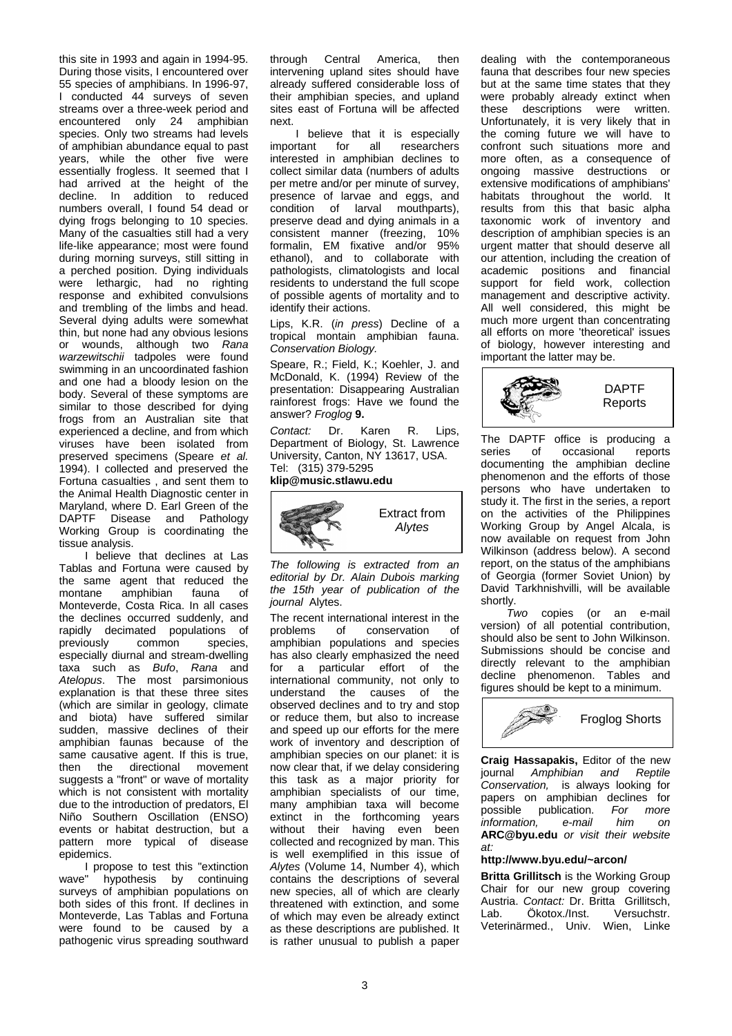this site in 1993 and again in 1994-95. During those visits, I encountered over 55 species of amphibians. In 1996-97, I conducted 44 surveys of seven streams over a three-week period and encountered only 24 amphibian species. Only two streams had levels of amphibian abundance equal to past years, while the other five were essentially frogless. It seemed that I had arrived at the height of the decline. In addition to reduced numbers overall, I found 54 dead or dying frogs belonging to 10 species. Many of the casualties still had a very life-like appearance; most were found during morning surveys, still sitting in a perched position. Dying individuals were lethargic, had no righting response and exhibited convulsions and trembling of the limbs and head. Several dying adults were somewhat thin, but none had any obvious lesions or wounds, although two *Rana warzewitschii* tadpoles were found swimming in an uncoordinated fashion and one had a bloody lesion on the body. Several of these symptoms are similar to those described for dying frogs from an Australian site that experienced a decline, and from which viruses have been isolated from preserved specimens (Speare *et al.* 1994). I collected and preserved the Fortuna casualties , and sent them to the Animal Health Diagnostic center in Maryland, where D. Earl Green of the DAPTF Disease and Pathology Working Group is coordinating the tissue analysis.

I believe that declines at Las Tablas and Fortuna were caused by the same agent that reduced the montane amphibian fauna of Monteverde, Costa Rica. In all cases the declines occurred suddenly, and rapidly decimated populations of previously common species, especially diurnal and stream-dwelling taxa such as *Bufo*, *Rana* and *Atelopus*. The most parsimonious explanation is that these three sites (which are similar in geology, climate and biota) have suffered similar sudden, massive declines of their amphibian faunas because of the same causative agent. If this is true, then the directional movement suggests a "front" or wave of mortality which is not consistent with mortality due to the introduction of predators, El Niño Southern Oscillation (ENSO) events or habitat destruction, but a pattern more typical of disease epidemics.

I propose to test this "extinction wave" hypothesis by continuing surveys of amphibian populations on both sides of this front. If declines in Monteverde, Las Tablas and Fortuna were found to be caused by a pathogenic virus spreading southward through Central America, then intervening upland sites should have already suffered considerable loss of their amphibian species, and upland sites east of Fortuna will be affected next.

I believe that it is especially important for all researchers interested in amphibian declines to collect similar data (numbers of adults per metre and/or per minute of survey, presence of larvae and eggs, and condition of larval mouthparts), preserve dead and dying animals in a consistent manner (freezing, 10% formalin, EM fixative and/or 95% ethanol), and to collaborate with pathologists, climatologists and local residents to understand the full scope of possible agents of mortality and to identify their actions.

Lips, K.R. (*in press*) Decline of a tropical montain amphibian fauna. *Conservation Biology.*

Speare, R.; Field, K.; Koehler, J. and McDonald, K. (1994) Review of the presentation: Disappearing Australian rainforest frogs: Have we found the answer? *Froglog* **9.**

*Contact:* Dr. Karen R. Lips, Department of Biology, St. Lawrence University, Canton, NY 13617, USA. Tel: (315) 379-5295 **klip@music.stlawu.edu**

## Extract from *Alytes*

*The following is extracted from an editorial by Dr. Alain Dubois marking the 15th year of publication of the journal* Alytes.

The recent international interest in the problems of conservation of amphibian populations and species has also clearly emphasized the need for a particular effort of the international community, not only to understand the causes of the observed declines and to try and stop or reduce them, but also to increase and speed up our efforts for the mere work of inventory and description of amphibian species on our planet: it is now clear that, if we delay considering this task as a major priority for amphibian specialists of our time, many amphibian taxa will become extinct in the forthcoming years without their having even been collected and recognized by man. This is well exemplified in this issue of *Alytes* (Volume 14, Number 4), which contains the descriptions of several new species, all of which are clearly threatened with extinction, and some of which may even be already extinct as these descriptions are published. It is rather unusual to publish a paper dealing with the contemporaneous fauna that describes four new species but at the same time states that they were probably already extinct when these descriptions were written. Unfortunately, it is very likely that in the coming future we will have to confront such situations more and more often, as a consequence of ongoing massive destructions or extensive modifications of amphibians' habitats throughout the world. It results from this that basic alpha taxonomic work of inventory and description of amphibian species is an urgent matter that should deserve all our attention, including the creation of academic positions and financial support for field work, collection management and descriptive activity. All well considered, this might be much more urgent than concentrating all efforts on more 'theoretical' issues of biology, however interesting and important the latter may be.

## DAPTF Reports

The DAPTF office is producing a series of occasional reports documenting the amphibian decline phenomenon and the efforts of those persons who have undertaken to study it. The first in the series, a report on the activities of the Philippines Working Group by Angel Alcala, is now available on request from John Wilkinson (address below). A second report, on the status of the amphibians of Georgia (former Soviet Union) by David Tarkhnishvilli, will be available shortly.

*Two* copies (or an e-mail version) of all potential contribution, should also be sent to John Wilkinson. Submissions should be concise and directly relevant to the amphibian decline phenomenon. Tables and figures should be kept to a minimum.

## Froglog Shorts

**Craig Hassapakis,** Editor of the new journal *Amphibian and Reptile Conservation,* is always looking for papers on amphibian declines for possible publication. *For more information, e-mail him on* **ARC@byu.edu** *or visit their website at:*

**http://www.byu.edu/~arcon/**

**Britta Grillitsch** is the Working Group Chair for our new group covering Austria. *Contact:* Dr. Britta Grillitsch, Lab. Ökotox./Inst. Versuchstr. Veterinärmed., Univ. Wien, Linke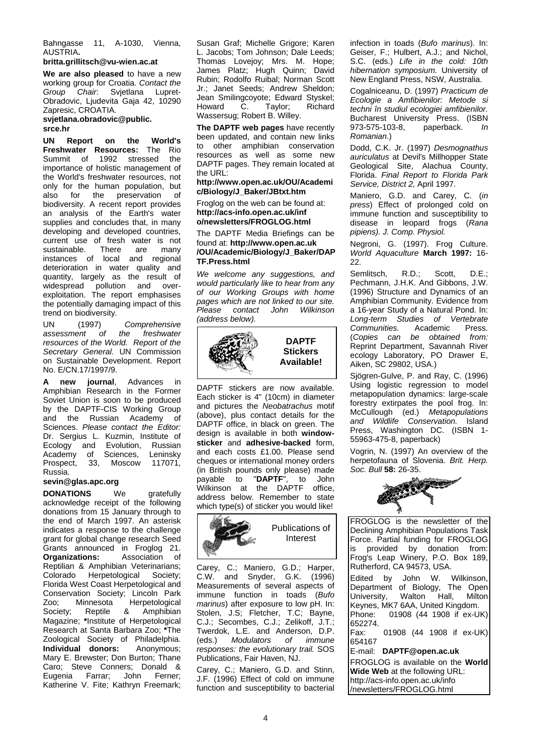Bahngasse 11, A-1030, Vienna, AUSTRIA**.**

**britta.grillitsch@vu-wien.ac.at**

**We are also pleased** to have a new working group for Croatia. *Contact the Group Chair*: Svjetlana Lupret-Obradovic, Ljudevita Gaja 42, 10290 Zapresic, CROATIA.

**svjetlana.obradovic@public.srce.hr**

**UN Report on the World's Freshwater Resources:** The Rio Summit of 1992 stressed the importance of holistic management of the World's freshwater resources, not only for the human population, but also for the preservation of biodiversity. A recent report provides an analysis of the Earth's water supplies and concludes that, in many developing and developed countries, current use of fresh water is not sustainable. There are many instances of local and regional deterioration in water quality and quantity, largely as the result of widespread pollution and over-exploitation. The report emphasises the potentially damaging impact of this trend on biodiversity.

UN (1997) *Comprehensive assessment of the freshwater resources of the World. Report of the Secretary General.* UN Commission on Sustainable Development. Report No. E/CN.17/1997/9.

**A new journal**, Advances in Amphibian Research in the Former Soviet Union is soon to be produced by the DAPTF-CIS Working Group and the Russian Academy of Sciences. *Please contact the Editor:* Dr. Sergius L. Kuzmin, Institute of Ecology and Evolution, Russian Academy of Sciences, Leninsky Prospect, 33, Moscow 117071, Russia.

**sevin@glas.apc.org**

**DONATIONS** We gratefully acknowledge receipt of the following donations from 15 January through to the end of March 1997. An asterisk indicates a response to the challenge grant for global change research Seed Grants announced in Froglog 21. **Organizations:** Association of Reptilian & Amphibian Veterinarians; Colorado Herpetological Society; Florida West Coast Herpetological and Conservation Society; Lincoln Park Zoo; Minnesota Herpetological Society; Reptile & Amphibian Magazine; ***Institute of Herpetological Research at Santa Barbara Zoo; ***The Zoological Society of Philadelphia. **Individual donors:** Anonymous; Mary E. Brewster; Don Burton; Thane Caro; Steve Conners; Donald & Eugenia Farrar; John Ferner; Katherine V. Fite; Kathryn Freemark; Susan Graf; Michelle Grigore; Karen L. Jacobs; Tom Johnson; Dale Leeds; Thomas Lovejoy; Mrs. M. Hope; James Platz; Hugh Quinn; David Rubin; Rodolfo Ruibal; Norman Scott Jr.; Janet Seeds; Andrew Sheldon; Jean Smilingcoyote; Edward Styskel; Howard C. Taylor; Richard Wassersug; Robert B. Willey.

**The DAPTF web pages** have recently been updated, and contain new links to other amphibian conservation resources as well as some new DAPTF pages. They remain located at the URL:

**http://www.open.ac.uk/OU/Academic/Biology/J_Baker/JBtxt.htm**

Froglog on the web can be found at: **http://acs-info.open.ac.uk/info/newsletters/FROGLOG.html**

The DAPTF Media Briefings can be found at: **http://www.open.ac.uk/OU/Academic/Biology/J_Baker/DAPTF.Press.html**

*We welcome any suggestions, and would particularly like to hear from any of our Working Groups with home pages which are not linked to our site. Please contact John Wilkinson (address below).*

**DAPTF Stickers Available!**

DAPTF stickers are now available. Each sticker is 4" (10cm) in diameter and pictures the *Neobatrachus* motif (above), plus contact details for the DAPTF office, in black on green. The design is available in both **window-sticker** and **adhesive-backed** form, and each costs £1.00. Please send cheques or international money orders (in British pounds only please) made payable to "**DAPTF**", to John Wilkinson at the DAPTF office, address below. Remember to state which type(s) of sticker you would like!

## Publications of Interest

Carey, C.; Maniero, G.D.; Harper, C.W. and Snyder, G.K. (1996) Measurements of several aspects of immune function in toads (*Bufo marinus*) after exposure to low pH. In: Stolen, J.S; Fletcher, T.C; Bayne, C.J.; Secombes, C.J.; Zelikoff, J.T.; Twerdok, L.E. and Anderson, D.P. (eds.) *Modulators of immune responses: the evolutionary trail.* SOS Publications, Fair Haven, NJ.

Carey, C.; Maniero, G.D. and Stinn, J.F. (1996) Effect of cold on immune function and susceptibility to bacterial infection in toads (*Bufo marinus*). In: Geiser, F.; Hulbert, A.J.; and Nichol, S.C. (eds.) *Life in the cold: 10th hibernation symposium.* University of New England Press, NSW, Australia.

Cogalniceanu, D. (1997) *Practicum de Ecologie a Amfibienilor: Metode si techni în studiul ecologiei amfibienilor.* Bucharest University Press. (ISBN 973-575-103-8, paperback. *In Romanian.*)

Dodd, C.K. Jr. (1997) *Desmognathus auriculatus* at Devil's Millhopper State Geological Site, Alachua County, Florida. *Final Report to Florida Park Service, District 2,* April 1997.

Maniero, G.D. and Carey, C. (*in press*) Effect of prolonged cold on immune function and susceptibility to disease in leopard frogs (*Rana pipiens). J. Comp. Physiol.*

Negroni, G. (1997). Frog Culture. *World Aquaculture* **March 1997:** 16-22.

Semlitsch, R.D.; Scott, D.E.; Pechmann, J.H.K. And Gibbons, J.W. (1996) Structure and Dynamics of an Amphibian Community. Evidence from a 16-year Study of a Natural Pond. In: *Long-term Studies of Vertebrate Communities.* Academic Press. (*Copies can be obtained from:* Reprint Department, Savannah River ecology Laboratory, PO Drawer E, Aiken, SC 29802, USA.)

Sjögren-Gulve, P. and Ray, C. (1996) Using logistic regression to model metapopulation dynamics: large-scale forestry extirpates the pool frog. In: McCullough (ed.) *Metapopulations and Wildlife Conservation.* Island Press, Washington DC. (ISBN 1-55963-475-8, paperback)

Vogrin, N. (1997) An overview of the herpetofauna of Slovenia. *Brit. Herp. Soc. Bull* **58:** 26-35.

FROGLOG is the newsletter of the Declining Amphibian Populations Task Force. Partial funding for FROGLOG is provided by donation from: Frog's Leap Winery, P.O. Box 189, Rutherford, CA 94573, USA.

Edited by John W. Wilkinson, Department of Biology, The Open University, Walton Hall, Milton Keynes, MK7 6AA, United Kingdom.
Phone: 01908 (44 1908 if ex-UK) 652274.
Fax: 01908 (44 1908 if ex-UK) 654167
E-mail: **DAPTF@open.ac.uk**

FROGLOG is available on the **World Wide Web** at the following URL: http://acs-info.open.ac.uk/info/newsletters/FROGLOG.html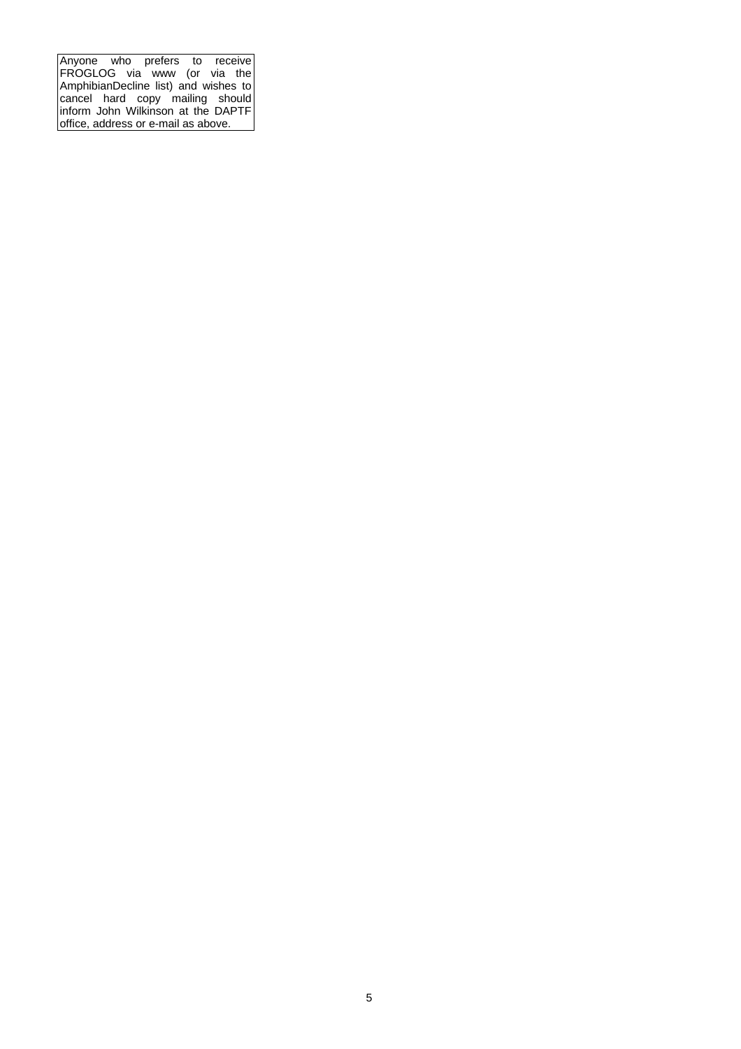Anyone who prefers to receive FROGLOG via www (or via the AmphibianDecline list) and wishes to cancel hard copy mailing should inform John Wilkinson at the DAPTF office, address or e-mail as above.